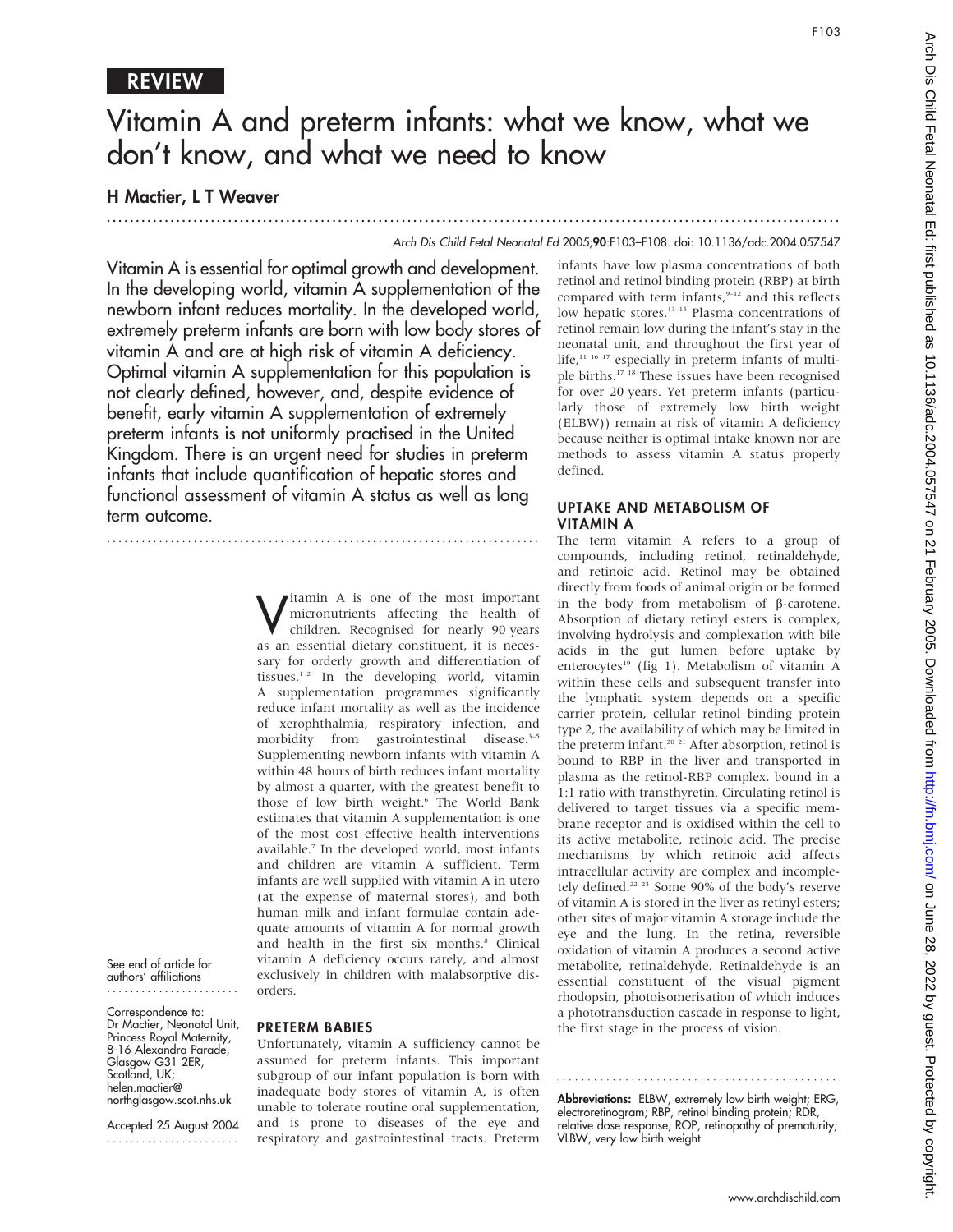**REVIEW**

# Vitamin A and preterm infants: what we know, what we don't know, and what we need to know

**H Mactier, L T Weaver**

*Arch Dis Child Fetal Neonatal Ed* 2005;**90**:F103–F108. doi: 10.1136/adc.2004.057547

**Vitamin A is essential for optimal growth and development. In the developing world, vitamin A supplementation of the newborn infant reduces mortality. In the developed world, extremely preterm infants are born with low body stores of vitamin A and are at high risk of vitamin A deficiency. Optimal vitamin A supplementation for this population is not clearly defined, however, and, despite evidence of benefit, early vitamin A supplementation of extremely preterm infants is not uniformly practised in the United Kingdom. There is an urgent need for studies in preterm infants that include quantification of hepatic stores and functional assessment of vitamin A status as well as long term outcome.**

See end of article for authors' affiliations

Correspondence to: Dr Mactier, Neonatal Unit, Princess Royal Maternity, 8-16 Alexandra Parade, Glasgow G31 2ER, Scotland, UK; helen.mactier@northglasgow.scot.nhs.uk

Accepted 25 August 2004

Vitamin A is one of the most important micronutrients affecting the health of children. Recognised for nearly 90 years as an essential dietary constituent, it is necessary for orderly growth and differentiation of tissues.[1 2] In the developing world, vitamin A supplementation programmes significantly reduce infant mortality as well as the incidence of xerophthalmia, respiratory infection, and morbidity from gastrointestinal disease.[3–5] Supplementing newborn infants with vitamin A within 48 hours of birth reduces infant mortality by almost a quarter, with the greatest benefit to those of low birth weight.[6] The World Bank estimates that vitamin A supplementation is one of the most cost effective health interventions available.[7] In the developed world, most infants and children are vitamin A sufficient. Term infants are well supplied with vitamin A in utero (at the expense of maternal stores), and both human milk and infant formulae contain adequate amounts of vitamin A for normal growth and health in the first six months.[8] Clinical vitamin A deficiency occurs rarely, and almost exclusively in children with malabsorptive disorders.

## PRETERM BABIES

Unfortunately, vitamin A sufficiency cannot be assumed for preterm infants. This important subgroup of our infant population is born with inadequate body stores of vitamin A, is often unable to tolerate routine oral supplementation, and is prone to diseases of the eye and respiratory and gastrointestinal tracts. Preterm infants have low plasma concentrations of both retinol and retinol binding protein (RBP) at birth compared with term infants,[9–12] and this reflects low hepatic stores.[13–15] Plasma concentrations of retinol remain low during the infant's stay in the neonatal unit, and throughout the first year of life,[11 16 17] especially in preterm infants of multiple births.[17 18] These issues have been recognised for over 20 years. Yet preterm infants (particularly those of extremely low birth weight (ELBW)) remain at risk of vitamin A deficiency because neither is optimal intake known nor are methods to assess vitamin A status properly defined.

## UPTAKE AND METABOLISM OF VITAMIN A

The term vitamin A refers to a group of compounds, including retinol, retinaldehyde, and retinoic acid. Retinol may be obtained directly from foods of animal origin or be formed in the body from metabolism of β-carotene. Absorption of dietary retinyl esters is complex, involving hydrolysis and complexation with bile acids in the gut lumen before uptake by enterocytes[19] (fig 1). Metabolism of vitamin A within these cells and subsequent transfer into the lymphatic system depends on a specific carrier protein, cellular retinol binding protein type 2, the availability of which may be limited in the preterm infant.[20 21] After absorption, retinol is bound to RBP in the liver and transported in plasma as the retinol-RBP complex, bound in a 1:1 ratio with transthyretin. Circulating retinol is delivered to target tissues via a specific membrane receptor and is oxidised within the cell to its active metabolite, retinoic acid. The precise mechanisms by which retinoic acid affects intracellular activity are complex and incompletely defined.[22 23] Some 90% of the body's reserve of vitamin A is stored in the liver as retinyl esters; other sites of major vitamin A storage include the eye and the lung. In the retina, reversible oxidation of vitamin A produces a second active metabolite, retinaldehyde. Retinaldehyde is an essential constituent of the visual pigment rhodopsin, photoisomerisation of which induces a phototransduction cascade in response to light, the first stage in the process of vision.

**Abbreviations:** ELBW, extremely low birth weight; ERG, electroretinogram; RBP, retinol binding protein; RDR, relative dose response; ROP, retinopathy of prematurity; VLBW, very low birth weight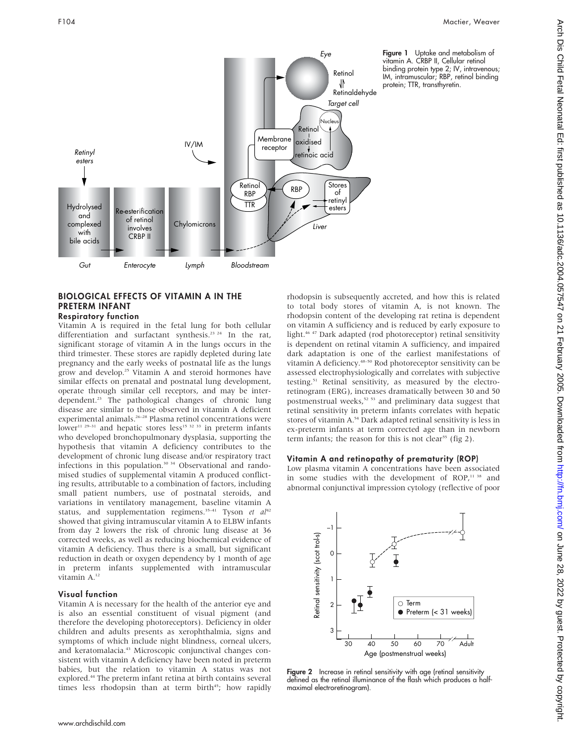Figure 1 Uptake and metabolism of vitamin A. CRBP II, Cellular retinol binding protein type 2; IV, intravenous; IM, intramuscular; RBP, retinol binding protein; TTR, transthyretin.

## BIOLOGICAL EFFECTS OF VITAMIN A IN THE PRETERM INFANT

### Respiratory function

Vitamin A is required in the fetal lung for both cellular differentiation and surfactant synthesis.[23 24] In the rat, significant storage of vitamin A in the lungs occurs in the third trimester. These stores are rapidly depleted during late pregnancy and the early weeks of postnatal life as the lungs grow and develop.[25] Vitamin A and steroid hormones have similar effects on prenatal and postnatal lung development, operate through similar cell receptors, and may be interdependent.[23] The pathological changes of chronic lung disease are similar to those observed in vitamin A deficient experimental animals.[26–28] Plasma retinol concentrations were lower[11 29–31] and hepatic stores less[15 32 33] in preterm infants who developed bronchopulmonary dysplasia, supporting the hypothesis that vitamin A deficiency contributes to the development of chronic lung disease and/or respiratory tract infections in this population.[30 34] Observational and randomised studies of supplemental vitamin A produced conflicting results, attributable to a combination of factors, including small patient numbers, use of postnatal steroids, and variations in ventilatory management, baseline vitamin A status, and supplementation regimens.[35–41] Tyson *et al*[42] showed that giving intramuscular vitamin A to ELBW infants from day 2 lowers the risk of chronic lung disease at 36 corrected weeks, as well as reducing biochemical evidence of vitamin A deficiency. Thus there is a small, but significant reduction in death or oxygen dependency by 1 month of age in preterm infants supplemented with intramuscular vitamin A.[12]

### Visual function

Vitamin A is necessary for the health of the anterior eye and is also an essential constituent of visual pigment (and therefore the developing photoreceptors). Deficiency in older children and adults presents as xerophthalmia, signs and symptoms of which include night blindness, corneal ulcers, and keratomalacia.[43] Microscopic conjunctival changes consistent with vitamin A deficiency have been noted in preterm babies, but the relation to vitamin A status was not explored.[44] The preterm infant retina at birth contains several times less rhodopsin than at term birth[45]; how rapidly rhodopsin is subsequently accreted, and how this is related to total body stores of vitamin A, is not known. The rhodopsin content of the developing rat retina is dependent on vitamin A sufficiency and is reduced by early exposure to light.[46 47] Dark adapted (rod photoreceptor) retinal sensitivity is dependent on retinal vitamin A sufficiency, and impaired dark adaptation is one of the earliest manifestations of vitamin A deficiency.[48–50] Rod photoreceptor sensitivity can be assessed electrophysiologically and correlates with subjective testing.[51] Retinal sensitivity, as measured by the electroretinogram (ERG), increases dramatically between 30 and 50 postmenstrual weeks,[52 53] and preliminary data suggest that retinal sensitivity in preterm infants correlates with hepatic stores of vitamin A.[54] Dark adapted retinal sensitivity is less in ex-preterm infants at term corrected age than in newborn term infants; the reason for this is not clear[55] (fig 2).

### Vitamin A and retinopathy of prematurity (ROP)

Low plasma vitamin A concentrations have been associated in some studies with the development of ROP,[11 38] and abnormal conjunctival impression cytology (reflective of poor

Figure 2 Increase in retinal sensitivity with age (retinal sensitivity defined as the retinal illuminance of the flash which produces a half-maximal electroretinogram).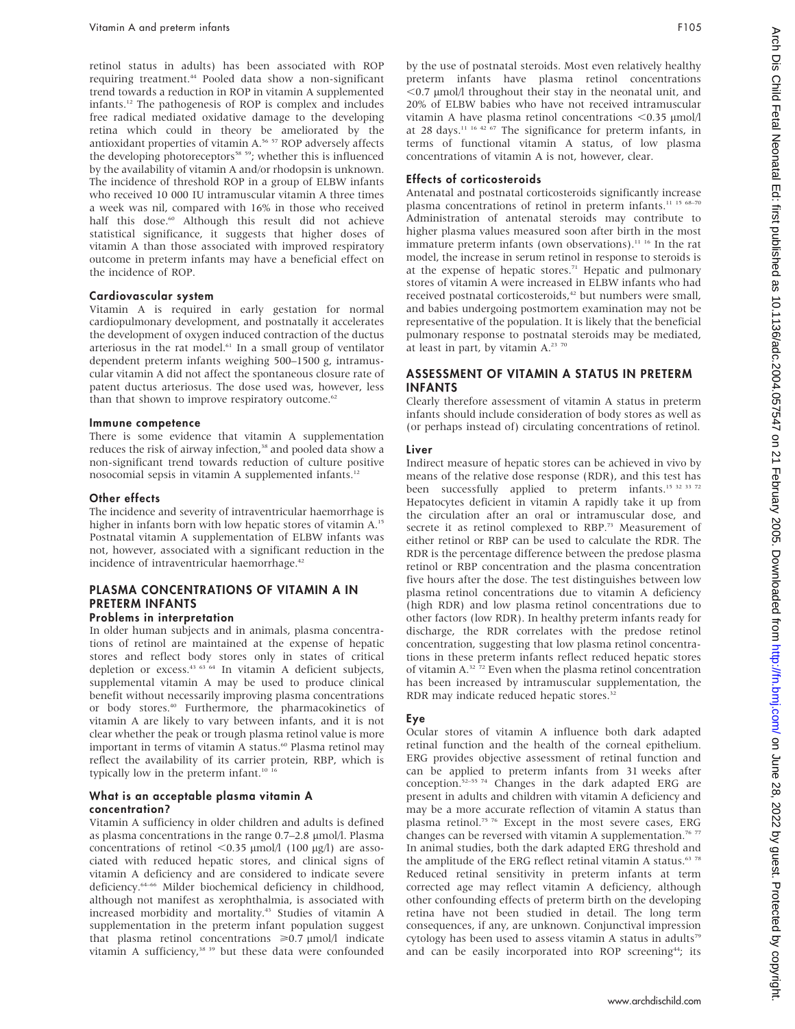retinol status in adults) has been associated with ROP requiring treatment.[44] Pooled data show a non-significant trend towards a reduction in ROP in vitamin A supplemented infants.[12] The pathogenesis of ROP is complex and includes free radical mediated oxidative damage to the developing retina which could in theory be ameliorated by the antioxidant properties of vitamin A.[56 57] ROP adversely affects the developing photoreceptors[58 59]; whether this is influenced by the availability of vitamin A and/or rhodopsin is unknown. The incidence of threshold ROP in a group of ELBW infants who received 10 000 IU intramuscular vitamin A three times a week was nil, compared with 16% in those who received half this dose.[60] Although this result did not achieve statistical significance, it suggests that higher doses of vitamin A than those associated with improved respiratory outcome in preterm infants may have a beneficial effect on the incidence of ROP.

### Cardiovascular system

Vitamin A is required in early gestation for normal cardiopulmonary development, and postnatally it accelerates the development of oxygen induced contraction of the ductus arteriosus in the rat model.[61] In a small group of ventilator dependent preterm infants weighing 500–1500 g, intramuscular vitamin A did not affect the spontaneous closure rate of patent ductus arteriosus. The dose used was, however, less than that shown to improve respiratory outcome.[62]

### Immune competence

There is some evidence that vitamin A supplementation reduces the risk of airway infection,[38] and pooled data show a non-significant trend towards reduction of culture positive nosocomial sepsis in vitamin A supplemented infants.[12]

### Other effects

The incidence and severity of intraventricular haemorrhage is higher in infants born with low hepatic stores of vitamin A.[15] Postnatal vitamin A supplementation of ELBW infants was not, however, associated with a significant reduction in the incidence of intraventricular haemorrhage.[42]

## PLASMA CONCENTRATIONS OF VITAMIN A IN PRETERM INFANTS

### Problems in interpretation

In older human subjects and in animals, plasma concentrations of retinol are maintained at the expense of hepatic stores and reflect body stores only in states of critical depletion or excess.[43 63 64] In vitamin A deficient subjects, supplemental vitamin A may be used to produce clinical benefit without necessarily improving plasma concentrations or body stores.[40] Furthermore, the pharmacokinetics of vitamin A are likely to vary between infants, and it is not clear whether the peak or trough plasma retinol value is more important in terms of vitamin A status.[60] Plasma retinol may reflect the availability of its carrier protein, RBP, which is typically low in the preterm infant.[10 16]

### What is an acceptable plasma vitamin A concentration?

Vitamin A sufficiency in older children and adults is defined as plasma concentrations in the range 0.7–2.8 µmol/l. Plasma concentrations of retinol <0.35 µmol/l (100 µg/l) are associated with reduced hepatic stores, and clinical signs of vitamin A deficiency and are considered to indicate severe deficiency.[64–66] Milder biochemical deficiency in childhood, although not manifest as xerophthalmia, is associated with increased morbidity and mortality.[43] Studies of vitamin A supplementation in the preterm infant population suggest that plasma retinol concentrations ⩾0.7 µmol/l indicate vitamin A sufficiency,[38 39] but these data were confounded by the use of postnatal steroids. Most even relatively healthy preterm infants have plasma retinol concentrations <0.7 µmol/l throughout their stay in the neonatal unit, and 20% of ELBW babies who have not received intramuscular vitamin A have plasma retinol concentrations <0.35 µmol/l at 28 days.[11 16 42 67] The significance for preterm infants, in terms of functional vitamin A status, of low plasma concentrations of vitamin A is not, however, clear.

### Effects of corticosteroids

Antenatal and postnatal corticosteroids significantly increase plasma concentrations of retinol in preterm infants.[11 15 68–70] Administration of antenatal steroids may contribute to higher plasma values measured soon after birth in the most immature preterm infants (own observations).[11 16] In the rat model, the increase in serum retinol in response to steroids is at the expense of hepatic stores.[71] Hepatic and pulmonary stores of vitamin A were increased in ELBW infants who had received postnatal corticosteroids,[42] but numbers were small, and babies undergoing postmortem examination may not be representative of the population. It is likely that the beneficial pulmonary response to postnatal steroids may be mediated, at least in part, by vitamin A.[23 70]

## ASSESSMENT OF VITAMIN A STATUS IN PRETERM INFANTS

Clearly therefore assessment of vitamin A status in preterm infants should include consideration of body stores as well as (or perhaps instead of) circulating concentrations of retinol.

### Liver

Indirect measure of hepatic stores can be achieved in vivo by means of the relative dose response (RDR), and this test has been successfully applied to preterm infants.[15 32 33 72] Hepatocytes deficient in vitamin A rapidly take it up from the circulation after an oral or intramuscular dose, and secrete it as retinol complexed to RBP.[73] Measurement of either retinol or RBP can be used to calculate the RDR. The RDR is the percentage difference between the predose plasma retinol or RBP concentration and the plasma concentration five hours after the dose. The test distinguishes between low plasma retinol concentrations due to vitamin A deficiency (high RDR) and low plasma retinol concentrations due to other factors (low RDR). In healthy preterm infants ready for discharge, the RDR correlates with the predose retinol concentration, suggesting that low plasma retinol concentrations in these preterm infants reflect reduced hepatic stores of vitamin A.[32 72] Even when the plasma retinol concentration has been increased by intramuscular supplementation, the RDR may indicate reduced hepatic stores.[32]

### Eye

Ocular stores of vitamin A influence both dark adapted retinal function and the health of the corneal epithelium. ERG provides objective assessment of retinal function and can be applied to preterm infants from 31 weeks after conception.[52–55 74] Changes in the dark adapted ERG are present in adults and children with vitamin A deficiency and may be a more accurate reflection of vitamin A status than plasma retinol.[75 76] Except in the most severe cases, ERG changes can be reversed with vitamin A supplementation.[76 77] In animal studies, both the dark adapted ERG threshold and the amplitude of the ERG reflect retinal vitamin A status.[63 78] Reduced retinal sensitivity in preterm infants at term corrected age may reflect vitamin A deficiency, although other confounding effects of preterm birth on the developing retina have not been studied in detail. The long term consequences, if any, are unknown. Conjunctival impression cytology has been used to assess vitamin A status in adults[79] and can be easily incorporated into ROP screening[44]; its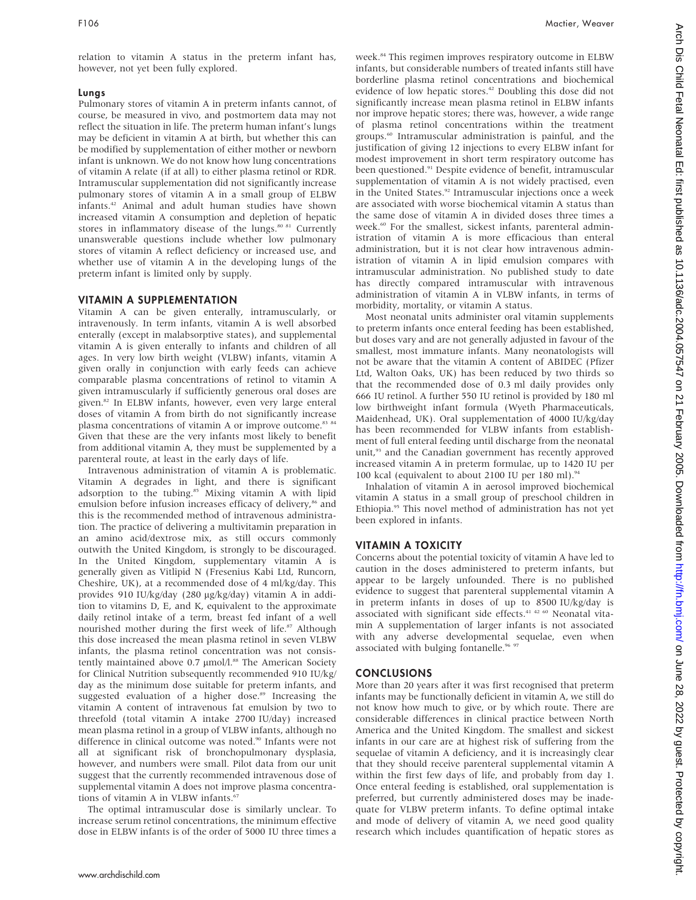relation to vitamin A status in the preterm infant has, however, not yet been fully explored.

### Lungs

Pulmonary stores of vitamin A in preterm infants cannot, of course, be measured in vivo, and postmortem data may not reflect the situation in life. The preterm human infant's lungs may be deficient in vitamin A at birth, but whether this can be modified by supplementation of either mother or newborn infant is unknown. We do not know how lung concentrations of vitamin A relate (if at all) to either plasma retinol or RDR. Intramuscular supplementation did not significantly increase pulmonary stores of vitamin A in a small group of ELBW infants.[42] Animal and adult human studies have shown increased vitamin A consumption and depletion of hepatic stores in inflammatory disease of the lungs.[80 81] Currently unanswerable questions include whether low pulmonary stores of vitamin A reflect deficiency or increased use, and whether use of vitamin A in the developing lungs of the preterm infant is limited only by supply.

## VITAMIN A SUPPLEMENTATION

Vitamin A can be given enterally, intramuscularly, or intravenously. In term infants, vitamin A is well absorbed enterally (except in malabsorptive states), and supplemental vitamin A is given enterally to infants and children of all ages. In very low birth weight (VLBW) infants, vitamin A given orally in conjunction with early feeds can achieve comparable plasma concentrations of retinol to vitamin A given intramuscularly if sufficiently generous oral doses are given.[82] In ELBW infants, however, even very large enteral doses of vitamin A from birth do not significantly increase plasma concentrations of vitamin A or improve outcome.[83 84] Given that these are the very infants most likely to benefit from additional vitamin A, they must be supplemented by a parenteral route, at least in the early days of life.

Intravenous administration of vitamin A is problematic. Vitamin A degrades in light, and there is significant adsorption to the tubing.[85] Mixing vitamin A with lipid emulsion before infusion increases efficacy of delivery,[86] and this is the recommended method of intravenous administration. The practice of delivering a multivitamin preparation in an amino acid/dextrose mix, as still occurs commonly outwith the United Kingdom, is strongly to be discouraged. In the United Kingdom, supplementary vitamin A is generally given as Vitlipid N (Fresenius Kabi Ltd, Runcorn, Cheshire, UK), at a recommended dose of 4 ml/kg/day. This provides 910 IU/kg/day (280 μg/kg/day) vitamin A in addition to vitamins D, E, and K, equivalent to the approximate daily retinol intake of a term, breast fed infant of a well nourished mother during the first week of life.[87] Although this dose increased the mean plasma retinol in seven VLBW infants, the plasma retinol concentration was not consistently maintained above 0.7 μmol/l.[88] The American Society for Clinical Nutrition subsequently recommended 910 IU/kg/day as the minimum dose suitable for preterm infants, and suggested evaluation of a higher dose.[89] Increasing the vitamin A content of intravenous fat emulsion by two to threefold (total vitamin A intake 2700 IU/day) increased mean plasma retinol in a group of VLBW infants, although no difference in clinical outcome was noted.[90] Infants were not all at significant risk of bronchopulmonary dysplasia, however, and numbers were small. Pilot data from our unit suggest that the currently recommended intravenous dose of supplemental vitamin A does not improve plasma concentrations of vitamin A in VLBW infants.[67]

The optimal intramuscular dose is similarly unclear. To increase serum retinol concentrations, the minimum effective dose in ELBW infants is of the order of 5000 IU three times a week.[84] This regimen improves respiratory outcome in ELBW infants, but considerable numbers of treated infants still have borderline plasma retinol concentrations and biochemical evidence of low hepatic stores.[42] Doubling this dose did not significantly increase mean plasma retinol in ELBW infants nor improve hepatic stores; there was, however, a wide range of plasma retinol concentrations within the treatment groups.[60] Intramuscular administration is painful, and the justification of giving 12 injections to every ELBW infant for modest improvement in short term respiratory outcome has been questioned.[91] Despite evidence of benefit, intramuscular supplementation of vitamin A is not widely practised, even in the United States.[92] Intramuscular injections once a week are associated with worse biochemical vitamin A status than the same dose of vitamin A in divided doses three times a week.[60] For the smallest, sickest infants, parenteral administration of vitamin A is more efficacious than enteral administration, but it is not clear how intravenous administration of vitamin A in lipid emulsion compares with intramuscular administration. No published study to date has directly compared intramuscular with intravenous administration of vitamin A in VLBW infants, in terms of morbidity, mortality, or vitamin A status.

Most neonatal units administer oral vitamin supplements to preterm infants once enteral feeding has been established, but doses vary and are not generally adjusted in favour of the smallest, most immature infants. Many neonatologists will not be aware that the vitamin A content of ABIDEC (Pfizer Ltd, Walton Oaks, UK) has been reduced by two thirds so that the recommended dose of 0.3 ml daily provides only 666 IU retinol. A further 550 IU retinol is provided by 180 ml low birthweight infant formula (Wyeth Pharmaceuticals, Maidenhead, UK). Oral supplementation of 4000 IU/kg/day has been recommended for VLBW infants from establishment of full enteral feeding until discharge from the neonatal unit,[93] and the Canadian government has recently approved increased vitamin A in preterm formulae, up to 1420 IU per 100 kcal (equivalent to about 2100 IU per 180 ml).[94]

Inhalation of vitamin A in aerosol improved biochemical vitamin A status in a small group of preschool children in Ethiopia.[95] This novel method of administration has not yet been explored in infants.

## VITAMIN A TOXICITY

Concerns about the potential toxicity of vitamin A have led to caution in the doses administered to preterm infants, but appear to be largely unfounded. There is no published evidence to suggest that parenteral supplemental vitamin A in preterm infants in doses of up to 8500 IU/kg/day is associated with significant side effects.[41 42 60] Neonatal vitamin A supplementation of larger infants is not associated with any adverse developmental sequelae, even when associated with bulging fontanelle.[96 97]

## CONCLUSIONS

More than 20 years after it was first recognised that preterm infants may be functionally deficient in vitamin A, we still do not know how much to give, or by which route. There are considerable differences in clinical practice between North America and the United Kingdom. The smallest and sickest infants in our care are at highest risk of suffering from the sequelae of vitamin A deficiency, and it is increasingly clear that they should receive parenteral supplemental vitamin A within the first few days of life, and probably from day 1. Once enteral feeding is established, oral supplementation is preferred, but currently administered doses may be inadequate for VLBW preterm infants. To define optimal intake and mode of delivery of vitamin A, we need good quality research which includes quantification of hepatic stores as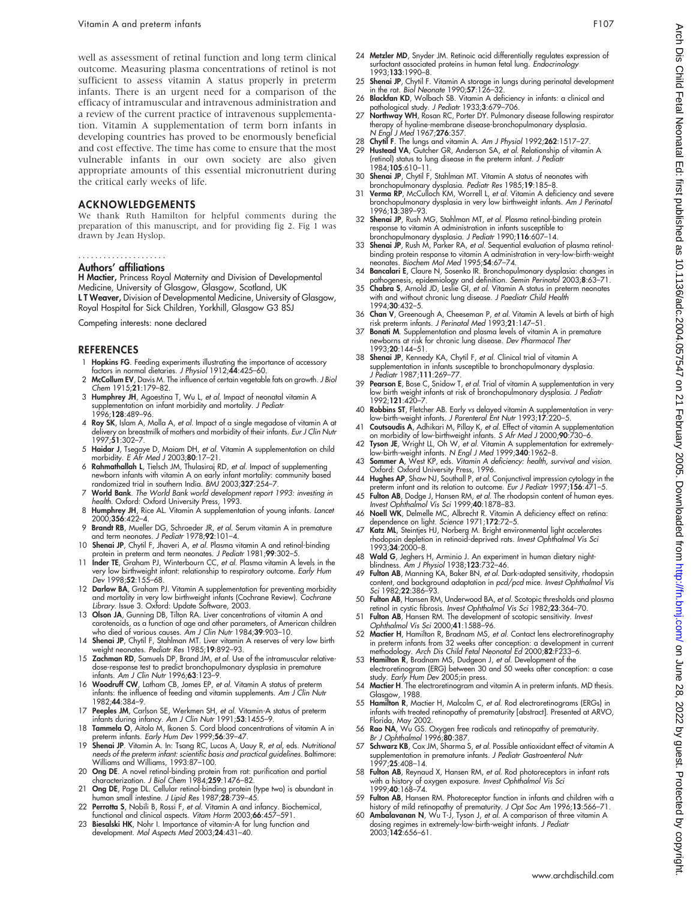well as assessment of retinal function and long term clinical outcome. Measuring plasma concentrations of retinol is not sufficient to assess vitamin A status properly in preterm infants. There is an urgent need for a comparison of the efficacy of intramuscular and intravenous administration and a review of the current practice of intravenous supplementation. Vitamin A supplementation of term born infants in developing countries has proved to be enormously beneficial and cost effective. The time has come to ensure that the most vulnerable infants in our own society are also given appropriate amounts of this essential micronutrient during the critical early weeks of life.

## ACKNOWLEDGEMENTS

We thank Ruth Hamilton for helpful comments during the preparation of this manuscript, and for providing fig 2. Fig 1 was drawn by Jean Hyslop.

.....................

### Authors' affiliations

**H Mactier,** Princess Royal Maternity and Division of Developmental Medicine, University of Glasgow, Glasgow, Scotland, UK
**L T Weaver,** Division of Developmental Medicine, University of Glasgow, Royal Hospital for Sick Children, Yorkhill, Glasgow G3 8SJ

Competing interests: none declared

## REFERENCES

1. **Hopkins FG**. Feeding experiments illustrating the importance of accessory factors in normal dietaries. *J Physiol* 1912;**44**:425–60.
2. **McCollum EV**, Davis M. The influence of certain vegetable fats on growth. *J Biol Chem* 1915;**21**:179–82.
3. **Humphrey JH**, Agoestina T, Wu L, *et al*. Impact of neonatal vitamin A supplementation on infant morbidity and mortality. *J Pediatr* 1996;**128**:489–96.
4. **Roy SK**, Islam A, Molla A, *et al*. Impact of a single megadose of vitamin A at delivery on breastmilk of mothers and morbidity of their infants. *Eur J Clin Nutr* 1997;**51**:302–7.
5. **Haidar J**, Tsegaye D, Maiam DH, *et al*. Vitamin A supplementation on child morbidity. *E Afr Med J* 2003;**80**:17–21.
6. **Rahmathallah L**, Tielsch JM, Thulasiraj RD, *et al*. Impact of supplementing newborn infants with vitamin A on early infant mortality: community based randomized trial in southern India. *BMJ* 2003;**327**:254–7.
7. **World Bank**. *The World Bank world development report 1993: investing in health*. Oxford: Oxford University Press, 1993.
8. **Humphrey JH**, Rice AL. Vitamin A supplementation of young infants. *Lancet* 2000;**356**:422–4.
9. **Brandt RB**, Mueller DG, Schroeder JR, *et al*. Serum vitamin A in premature and term neonates. *J Pediatr* 1978;**92**:101–4.
10. **Shenai JP**, Chytil F, Jhaveri A, *et al*. Plasma vitamin A and retinol-binding protein in preterm and term neonates. *J Pediatr* 1981;**99**:302–5.
11. **Inder TE**, Graham PJ, Winterbourn CC, *et al*. Plasma vitamin A levels in the very low birthweight infant: relationship to respiratory outcome. *Early Hum Dev* 1998;**52**:155–68.
12. **Darlow BA**, Graham PJ. Vitamin A supplementation for preventing morbidity and mortality in very low birthweight infants (Cochrane Review). *Cochrane Library*. Issue 3. Oxford: Update Software, 2003.
13. **Olson JA**, Gunning DB, Tilton RA. Liver concentrations of vitamin A and carotenoids, as a function of age and other parameters, of American children who died of various causes. *Am J Clin Nutr* 1984;**39**:903–10.
14. **Shenai JP**, Chytil F, Stahlman MT. Liver vitamin A reserves of very low birth weight neonates. *Pediatr Res* 1985;**19**:892–93.
15. **Zachman RD**, Samuels DP, Brand JM, *et al*. Use of the intramuscular relative-dose-response test to predict bronchopulmonary dysplasia in premature infants. *Am J Clin Nutr* 1996;**63**:123–9.
16. **Woodruff CW**, Latham CB, James EP, *et al*. Vitamin A status of preterm infants: the influence of feeding and vitamin supplements. *Am J Clin Nutr* 1982;**44**:384–9.
17. **Peeples JM**, Carlson SE, Werkmen SH, *et al*. Vitamin-A status of preterm infants during infancy. *Am J Clin Nutr* 1991;**53**:1455–9.
18. **Tammela O**, Aitola M, Ikonen S. Cord blood concentrations of vitamin A in preterm infants. *Early Hum Dev* 1999;**56**:39–47.
19. **Shenai JP**. Vitamin A. In: Tsang RC, Lucas A, Uauy R, *et al*, eds. *Nutritional needs of the preterm infant: scientific basis and practical guidelines*. Baltimore: Williams and Williams, 1993:87–100.
20. **Ong DE**. A novel retinol-binding protein from rat: purification and partial characterization. *J Biol Chem* 1984;**259**:1476–82.
21. **Ong DE**, Page DL. Cellular retinol-binding protein (type two) is abundant in human small intestine. *J Lipid Res* 1987;**28**:739–45.
22. **Perrotta S**, Nobili B, Rossi F, *et al*. Vitamin A and infancy. Biochemical, functional and clinical aspects. *Vitam Horm* 2003;**66**:457–591.
23. **Biesalski HK**, Nohr I. Importance of vitamin-A for lung function and development. *Mol Aspects Med* 2003;**24**:431–40.
24. **Metzler MD**, Snyder JM. Retinoic acid differentially regulates expression of surfactant associated proteins in human fetal lung. *Endocrinology* 1993;**133**:1990–8.
25. **Shenai JP**, Chytil F. Vitamin A storage in lungs during perinatal development in the rat. *Biol Neonate* 1990;**57**:126–32.
26. **Blackfan KD**, Wolbach SB. Vitamin A deficiency in infants: a clinical and pathological study. *J Pediatr* 1933;**3**:679–706.
27. **Northway WH**, Rosan RC, Porter DY. Pulmonary disease following respirator therapy of hyaline-membrane disease-bronchopulmonary dysplasia. *N Engl J Med* 1967;**276**:357.
28. **Chytil F**. The lungs and vitamin A. *Am J Physiol* 1992;**262**:1517–27.
29. **Hustead VA**, Gutcher GR, Anderson SA, *et al*. Relationship of vitamin A (retinol) status to lung disease in the preterm infant. *J Pediatr* 1984;**105**:610–11.
30. **Shenai JP**, Chytil F, Stahlman MT. Vitamin A status of neonates with bronchopulmonary dysplasia. *Pediatr Res* 1985;**19**:185–8.
31. **Verma RP**, McCulloch KM, Worrell L, *et al*. Vitamin A deficiency and severe bronchopulmonary dysplasia in very low birthweight infants. *Am J Perinatol* 1996;**13**:389–93.
32. **Shenai JP**, Rush MG, Stahlman MT, *et al*. Plasma retinol-binding protein response to vitamin A administration in infants susceptible to bronchopulmonary dysplasia. *J Pediatr* 1990;**116**:607–14.
33. **Shenai JP**, Rush M, Parker RA, *et al*. Sequential evaluation of plasma retinol-binding protein response to vitamin A administration in very-low-birth-weight neonates. *Biochem Mol Med* 1995;**54**:67–74.
34. **Bancalari E**, Claure N, Sosenko IR. Bronchopulmonary dysplasia: changes in pathogenesis, epidemiology and definition. *Semin Perinatol* 2003;**8**:63–71.
35. **Chabra S**, Arnold JD, Leslie GI, *et al*. Vitamin A status in preterm neonates with and without chronic lung disease. *J Paediatr Child Health* 1994;**30**:432–5.
36. **Chan V**, Greenough A, Cheeseman P, *et al*. Vitamin A levels at birth of high risk preterm infants. *J Perinatal Med* 1993;**21**:147–51.
37. **Bonati M**. Supplementation and plasma levels of vitamin A in premature newborns at risk for chronic lung disease. *Dev Pharmacol Ther* 1993;**20**:144–51.
38. **Shenai JP**, Kennedy KA, Chytil F, *et al*. Clinical trial of vitamin A supplementation in infants susceptible to bronchopulmonary dysplasia. *J Pediatr* 1987;**111**:269–77.
39. **Pearson E**, Bose C, Snidow T, *et al*. Trial of vitamin A supplementation in very low birth weight infants at risk of bronchopulmonary dysplasia. *J Pediatr* 1992;**121**:420–7.
40. **Robbins ST**, Fletcher AB. Early *vs* delayed vitamin A supplementation in very-low-birth-weight infants. *J Parenteral Ent Nutr* 1993;**17**:220–5.
41. **Coutsoudis A**, Adhikari M, Pillay K, *et al*. Effect of vitamin A supplementation on morbidity of low-birthweight infants. *S Afr Med J* 2000;**90**:730–6.
42. **Tyson JE**, Wright LL, Oh W, *et al*. Vitamin A supplementation for extremely-low-birth-weight infants. *N Engl J Med* 1999;**340**:1962–8.
43. **Sommer A**, West KP, eds. *Vitamin A deficiency: health, survival and vision*. Oxford: Oxford University Press, 1996.
44. **Hughes AP**, Shaw NJ, Southall P, *et al*. Conjunctival impression cytology in the preterm infant and its relation to outcome. *Eur J Pediatr* 1997;**156**:471–5.
45. **Fulton AB**, Dodge J, Hansen RM, *et al*. The rhodopsin content of human eyes. *Invest Ophthalmol Vis Sci* 1999;**40**:1878–83.
46. **Noell WK**, Delmelle MC, Albrecht R. Vitamin A deficiency effect on retina: dependence on light. *Science* 1971;**172**:72–5.
47. **Katz ML**, Steintjes HJ, Norberg M. Bright environmental light accelerates rhodopsin depletion in retinoid-deprived rats. *Invest Ophthalmol Vis Sci* 1993;**34**:2000–8.
48. **Wald G**, Jeghers H, Arminio J. An experiment in human dietary night-blindness. *Am J Physiol* 1938;**123**:732–46.
49. **Fulton AB**, Manning KA, Baker BN, *et al*. Dark-adapted sensitivity, rhodopsin content, and background adaptation in *pcd/pcd* mice. *Invest Ophthalmol Vis Sci* 1982;**22**:386–93.
50. **Fulton AB**, Hansen RM, Underwood BA, *et al*. Scotopic thresholds and plasma retinol in cystic fibrosis. *Invest Ophthalmol Vis Sci* 1982;**23**:364–70.
51. **Fulton AB**, Hansen RM. The development of scotopic sensitivity. *Invest Ophthalmol Vis Sci* 2000;**41**:1588–96.
52. **Mactier H**, Hamilton R, Bradnam MS, *et al*. Contact lens electroretinography in preterm infants from 32 weeks after conception: a development in current methodology. *Arch Dis Child Fetal Neonatal Ed* 2000;**82**:F233–6.
53. **Hamilton R**, Bradnam MS, Dudgeon J, *et al*. Development of the electroretinogram (ERG) between 30 and 50 weeks after conception: a case study. *Early Hum Dev* 2005;in press.
54. **Mactier H**. The electroretinogram and vitamin A in preterm infants. MD thesis. Glasgow, 1988.
55. **Hamilton R**, Mactier H, Malcolm C, *et al*. Rod electroretinograms (ERGs) in infants with treated retinopathy of prematurity [abstract]. Presented at ARVO, Florida, May 2002.
56. **Rao NA**, Wu GS. Oxygen free radicals and retinopathy of prematurity. *Br J Ophthalmol* 1996;**80**:387.
57. **Schwarz KB**, Cox JM, Sharma S, *et al*. Possible antioxidant effect of vitamin A supplementation in premature infants. *J Pediatr Gastroenterol Nutr* 1997;**25**:408–14.
58. **Fulton AB**, Reynaud X, Hansen RM, *et al*. Rod photoreceptors in infant rats with a history of oxygen exposure. *Invest Ophthalmol Vis Sci* 1999;**40**:168–74.
59. **Fulton AB**, Hansen RM. Photoreceptor function in infants and children with a history of mild retinopathy of prematurity. *J Opt Soc Am* 1996;**13**:566–71.
60. **Ambalavanan N**, Wu T-J, Tyson J, *et al*. A comparison of three vitamin A dosing regimes in extremely-low-birth-weight infants. *J Pediatr* 2003;**142**:656–61.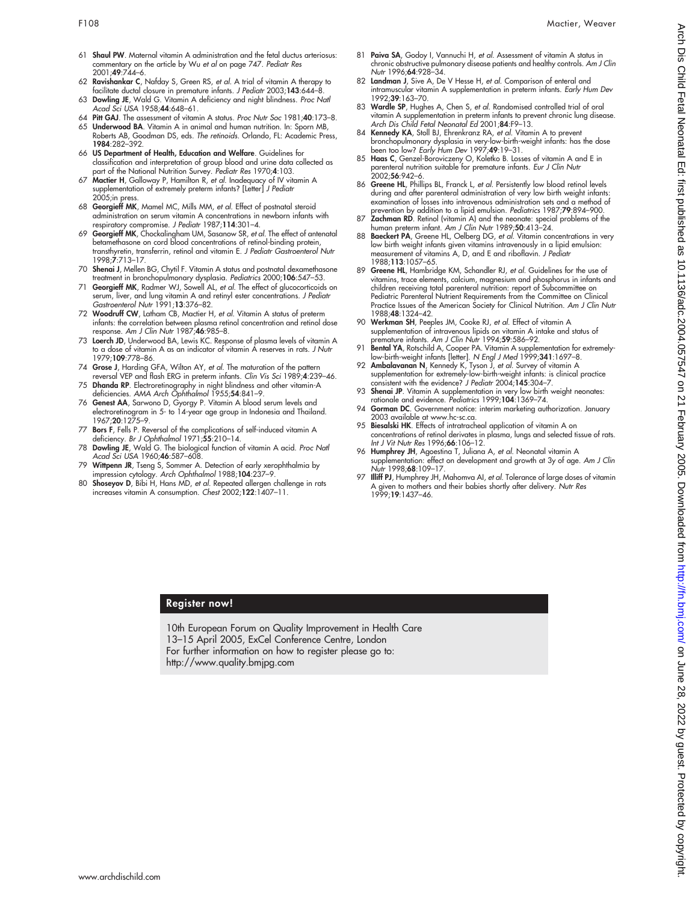61 **Shaul PW**. Maternal vitamin A administration and the fetal ductus arteriosus: commentary on the article by Wu *et al* on page 747. *Pediatr Res* 2001;**49**:744–6.

62 **Ravishankar C**, Nafday S, Green RS, *et al*. A trial of vitamin A therapy to facilitate ductal closure in premature infants. *J Pediatr* 2003;**143**:644–8.

63 **Dowling JE**, Wald G. Vitamin A deficiency and night blindness. *Proc Natl Acad Sci USA* 1958;**44**:648–61.

64 **Pitt GAJ**. The assessment of vitamin A status. *Proc Nutr Soc* 1981;**40**:173–8.

65 **Underwood BA**. Vitamin A in animal and human nutrition. In: Sporn MB, Roberts AB, Goodman DS, eds. *The retinoids*. Orlando, FL: Academic Press, **1984**:282–392.

66 **US Department of Health, Education and Welfare**. Guidelines for classification and interpretation of group blood and urine data collected as part of the National Nutrition Survey. *Pediatr Res* 1970;**4**:103.

67 **Mactier H**, Galloway P, Hamilton R, *et al*. Inadequacy of IV vitamin A supplementation of extremely preterm infants? [Letter] *J Pediatr* 2005;in press.

68 **Georgieff MK**, Mamel MC, Mills MM, *et al*. Effect of postnatal steroid administration on serum vitamin A concentrations in newborn infants with respiratory compromise. *J Pediatr* 1987;**114**:301–4.

69 **Georgieff MK**, Chockalingham UM, Sasanow SR, *et al*. The effect of antenatal betamethasone on cord blood concentrations of retinol-binding protein, transthyretin, transferrin, retinol and vitamin E. *J Pediatr Gastroenterol Nutr* 1998;**7**:713–17.

70 **Shenai J**, Mellen BG, Chytil F. Vitamin A status and postnatal dexamethasone treatment in bronchopulmonary dysplasia. *Pediatrics* 2000;**106**:547–53.

71 **Georgieff MK**, Radmer WJ, Sowell AL, *et al*. The effect of glucocorticoids on serum, liver, and lung vitamin A and retinyl ester concentrations. *J Pediatr Gastroenterol Nutr* 1991;**13**:376–82.

72 **Woodruff CW**, Latham CB, Mactier H, *et al*. Vitamin A status of preterm infants: the correlation between plasma retinol concentration and retinol dose response. *Am J Clin Nutr* 1987;**46**:985–8.

73 **Loerch JD**, Underwood BA, Lewis KC. Response of plasma levels of vitamin A to a dose of vitamin A as an indicator of vitamin A reserves in rats. *J Nutr* 1979;**109**:778–86.

74 **Grose J**, Harding GFA, Wilton AY, *et al*. The maturation of the pattern reversal VEP and flash ERG in preterm infants. *Clin Vis Sci* 1989;**4**:239–46.

75 **Dhanda RP**. Electroretinography in night blindness and other vitamin-A deficiencies. *AMA Arch Ophthalmol* 1955;**54**:841–9.

76 **Genest AA**, Sarwono D, Gyorgy P. Vitamin A blood serum levels and electroretinogram in 5- to 14-year age group in Indonesia and Thailand. 1967;**20**:1275–9.

77 **Bors F**, Fells P. Reversal of the complications of self-induced vitamin A deficiency. *Br J Ophthalmol* 1971;**55**:210–14.

78 **Dowling JE**, Wald G. The biological function of vitamin A acid. *Proc Natl Acad Sci USA* 1960;**46**:587–608.

79 **Wittpenn JR**, Tseng S, Sommer A. Detection of early xerophthalmia by impression cytology. *Arch Ophthalmol* 1988;**104**:237–9.

80 **Shoseyov D**, Bibi H, Hans MD, *et al*. Repeated allergen challenge in rats increases vitamin A consumption. *Chest* 2002;**122**:1407–11.

81 **Paiva SA**, Godoy I, Vannuchi H, *et al*. Assessment of vitamin A status in chronic obstructive pulmonary disease patients and healthy controls. *Am J Clin Nutr* 1996;**64**:928–34.

82 **Landman J**, Sive A, De V Hesse H, *et al*. Comparison of enteral and intramuscular vitamin A supplementation in preterm infants. *Early Hum Dev* 1992;**39**:163–70.

83 **Wardle SP**, Hughes A, Chen S, *et al*. Randomised controlled trial of oral vitamin A supplementation in preterm infants to prevent chronic lung disease. *Arch Dis Child Fetal Neonatal Ed* 2001;**84**:F9–13.

84 **Kennedy KA**, Stoll BJ, Ehrenkranz RA, *et al*. Vitamin A to prevent bronchopulmonary dysplasia in very-low-birth-weight infants: has the dose been too low? *Early Hum Dev* 1997;**49**:19–31.

85 **Haas C**, Genzel-Boroviczeny O, Koletko B. Losses of vitamin A and E in parenteral nutrition suitable for premature infants. *Eur J Clin Nutr* 2002;**56**:942–6.

86 **Greene HL**, Phillips BL, Franck L, *et al*. Persistently low blood retinol levels during and after parenteral administration of very low birth weight infants: examination of losses into intravenous administration sets and a method of prevention by addition to a lipid emulsion. *Pediatrics* 1987;**79**:894–900.

87 **Zachman RD**. Retinol (vitamin A) and the neonate: special problems of the human preterm infant. *Am J Clin Nutr* 1989;**50**:413–24.

88 **Baeckert PA**, Greene HL, Oelberg DG, *et al*. Vitamin concentrations in very low birth weight infants given vitamins intravenously in a lipid emulsion: measurement of vitamins A, D, and E and riboflavin. *J Pediatr* 1988;**113**:1057–65.

89 **Greene HL**, Hambridge KM, Schandler RJ, *et al*. Guidelines for the use of vitamins, trace elements, calcium, magnesium and phosphorus in infants and children receiving total parenteral nutrition: report of Subcommittee on Pediatric Parenteral Nutrient Requirements from the Committee on Clinical Practice Issues of the American Society for Clinical Nutrition. *Am J Clin Nutr* 1988;**48**:1324–42.

90 **Werkman SH**, Peeples JM, Cooke RJ, *et al*. Effect of vitamin A supplementation of intravenous lipids on vitamin A intake and status of premature infants. *Am J Clin Nutr* 1994;**59**:586–92.

91 **Bental YA**, Rotschild A, Cooper PA. Vitamin A supplementation for extremely-low-birth-weight infants [letter]. *N Engl J Med* 1999;**341**:1697–8.

92 **Ambalavanan N**, Kennedy K, Tyson J, *et al*. Survey of vitamin A supplementation for extremely-low-birth-weight infants: is clinical practice consistent with the evidence? *J Pediatr* 2004;**145**:304–7.

93 **Shenai JP**. Vitamin A supplementation in very low birth weight neonates: rationale and evidence. *Pediatrics* 1999;**104**:1369–74.

94 **Gorman DC**. Government notice: interim marketing authorization. January 2003 available at www.hc-sc.ca.

95 **Biesalski HK**. Effects of intratracheal application of vitamin A on concentrations of retinol derivates in plasma, lungs and selected tissue of rats. *Int J Vit Nutr Res* 1996;**66**:106–12.

96 **Humphrey JH**, Agoestina T, Juliana A, *et al*. Neonatal vitamin A supplementation: effect on development and growth at 3y of age. *Am J Clin Nutr* 1998;**68**:109–17.

97 **Illiff PJ**, Humphrey JH, Mahomva AI, *et al*. Tolerance of large doses of vitamin A given to mothers and their babies shortly after delivery. *Nutr Res* 1999;**19**:1437–46.

## Register now!

10th European Forum on Quality Improvement in Health Care
13–15 April 2005, ExCel Conference Centre, London
For further information on how to register please go to:
http://www.quality.bmjpg.com